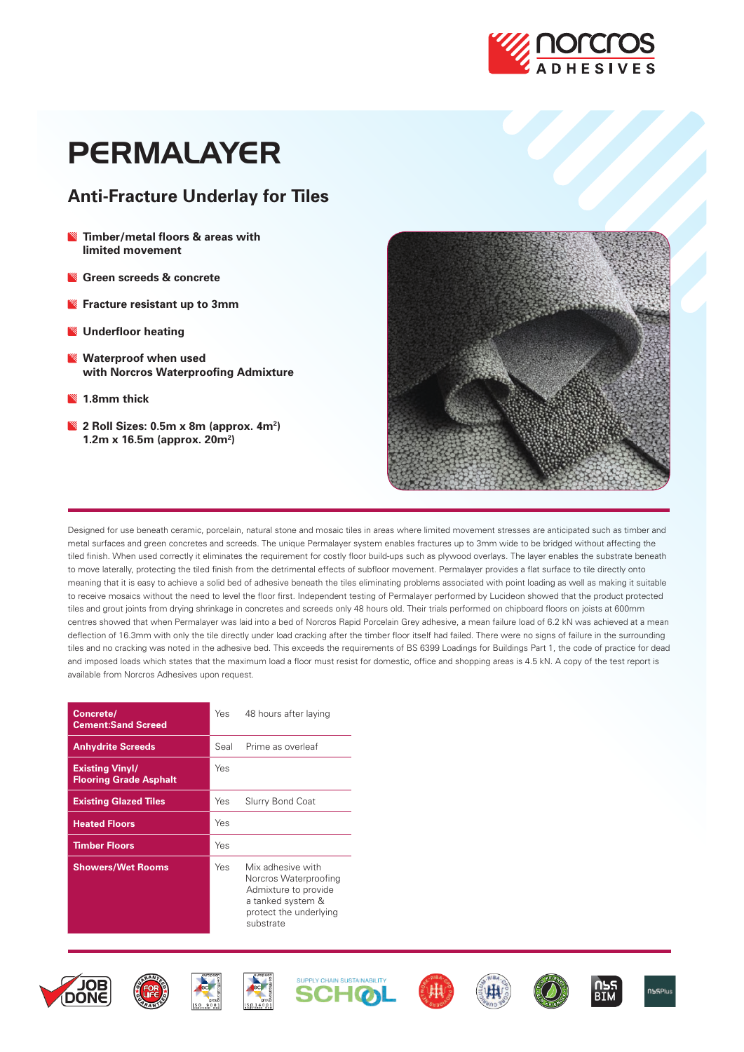# PERMALAYER

## Anti-Fracture Underlay for Tiles

- **Timber/metal floors & areas with limited movement**
- **Green screeds & concrete**
- **Fracture resistant up to 3mm**
- **Underfloor heating**
- **Waterproof when used with Norcros Waterproofing Admixture**
- **1.8mm thick**
- **2 Roll Sizes: 0.5m x 8m (approx. 4m$^2$) 1.2m x 16.5m (approx. 20m$^2$)**

Designed for use beneath ceramic, porcelain, natural stone and mosaic tiles in areas where limited movement stresses are anticipated such as timber and metal surfaces and green concretes and screeds. The unique Permalayer system enables fractures up to 3mm wide to be bridged without affecting the tiled finish. When used correctly it eliminates the requirement for costly floor build-ups such as plywood overlays. The layer enables the substrate beneath to move laterally, protecting the tiled finish from the detrimental effects of subfloor movement. Permalayer provides a flat surface to tile directly onto meaning that it is easy to achieve a solid bed of adhesive beneath the tiles eliminating problems associated with point loading as well as making it suitable to receive mosaics without the need to level the floor first. Independent testing of Permalayer performed by Lucideon showed that the product protected tiles and grout joints from drying shrinkage in concretes and screeds only 48 hours old. Their trials performed on chipboard floors on joists at 600mm centres showed that when Permalayer was laid into a bed of Norcros Rapid Porcelain Grey adhesive, a mean failure load of 6.2 kN was achieved at a mean deflection of 16.3mm with only the tile directly under load cracking after the timber floor itself had failed. There were no signs of failure in the surrounding tiles and no cracking was noted in the adhesive bed. This exceeds the requirements of BS 6399 Loadings for Buildings Part 1, the code of practice for dead and imposed loads which states that the maximum load a floor must resist for domestic, office and shopping areas is 4.5 kN. A copy of the test report is available from Norcros Adhesives upon request.

| | | |
|---|---|---|
| **Concrete/ Cement:Sand Screed** | Yes | 48 hours after laying |
| **Anhydrite Screeds** | Seal | Prime as overleaf |
| **Existing Vinyl/ Flooring Grade Asphalt** | Yes | |
| **Existing Glazed Tiles** | Yes | Slurry Bond Coat |
| **Heated Floors** | Yes | |
| **Timber Floors** | Yes | |
| **Showers/Wet Rooms** | Yes | Mix adhesive with Norcros Waterproofing Admixture to provide a tanked system & protect the underlying substrate |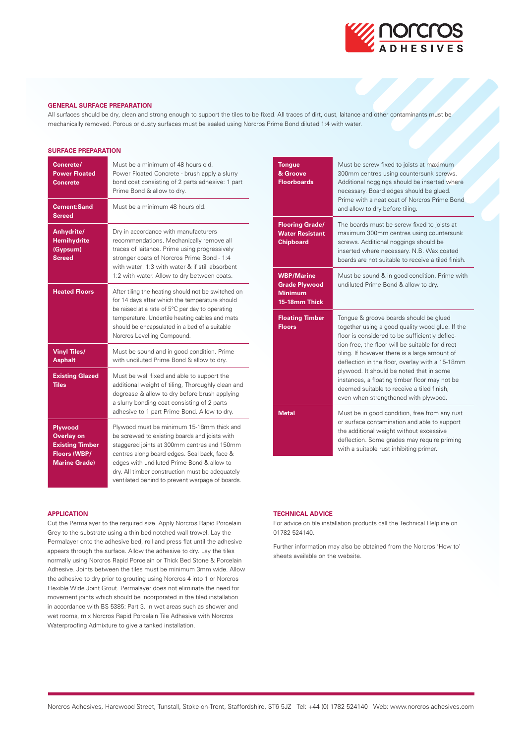## GENERAL SURFACE PREPARATION

All surfaces should be dry, clean and strong enough to support the tiles to be fixed. All traces of dirt, dust, laitance and other contaminants must be mechanically removed. Porous or dusty surfaces must be sealed using Norcros Prime Bond diluted 1:4 with water.

## SURFACE PREPARATION

| | |
|---|---|
| **Concrete/ Power Floated Concrete** | Must be a minimum of 48 hours old. Power Floated Concrete - brush apply a slurry bond coat consisting of 2 parts adhesive: 1 part Prime Bond & allow to dry. |
| **Cement:Sand Screed** | Must be a minimum 48 hours old. |
| **Anhydrite/ Hemihydrite (Gypsum) Screed** | Dry in accordance with manufacturers recommendations. Mechanically remove all traces of laitance. Prime using progressively stronger coats of Norcros Prime Bond - 1:4 with water: 1:3 with water & if still absorbent 1:2 with water. Allow to dry between coats. |
| **Heated Floors** | After tiling the heating should not be switched on for 14 days after which the temperature should be raised at a rate of 5°C per day to operating temperature. Undertile heating cables and mats should be encapsulated in a bed of a suitable Norcros Levelling Compound. |
| **Vinyl Tiles/ Asphalt** | Must be sound and in good condition. Prime with undiluted Prime Bond & allow to dry. |
| **Existing Glazed Tiles** | Must be well fixed and able to support the additional weight of tiling, Thoroughly clean and degrease & allow to dry before bing applying a slurry bonding coat consisting of 2 parts adhesive to 1 part Prime Bond. Allow to dry. |
| **Plywood Overlay on Existing Timber Floors (WBP/ Marine Grade)** | Plywood must be minimum 15-18mm thick and be screwed to existing boards and joists with staggered joints at 300mm centres and 150mm centres along board edges. Seal back, face & edges with undiluted Prime Bond & allow to dry. All timber construction must be adequately ventilated behind to prevent warpage of boards. |
| **Tongue & Groove Floorboards** | Must be screw fixed to joists at maximum 300mm centres using countersunk screws. Additional noggings should be inserted where necessary. Board edges should be glued. Prime with a neat coat of Norcros Prime Bond and allow to dry before tiling. |
| **Flooring Grade/ Water Resistant Chipboard** | The boards must be screw fixed to joists at maximum 300mm centres using countersunk screws. Additional noggings should be inserted where necessary. N.B. Wax coated boards are not suitable to receive a tiled finish. |
| **WBP/Marine Grade Plywood Minimum 15-18mm Thick** | Must be sound & in good condition. Prime with undiluted Prime Bond & allow to dry. |
| **Floating Timber Floors** | Tongue & groove boards should be glued together using a good quality wood glue. If the floor is considered to be sufficiently deflection-free, the floor will be suitable for direct tiling. If however there is a large amount of deflection in the floor, overlay with a 15-18mm plywood. It should be noted that in some instances, a floating timber floor may not be deemed suitable to receive a tiled finish, even when strengthened with plywood. |
| **Metal** | Must be in good condition, free from any rust or surface contamination and able to support the additional weight without excessive deflection. Some grades may require priming with a suitable rust inhibiting primer. |

## APPLICATION

Cut the Permalayer to the required size. Apply Norcros Rapid Porcelain Grey to the substrate using a thin bed notched wall trowel. Lay the Permalayer onto the adhesive bed, roll and press flat until the adhesive appears through the surface. Allow the adhesive to dry. Lay the tiles normally using Norcros Rapid Porcelain or Thick Bed Stone & Porcelain Adhesive. Joints between the tiles must be minimum 3mm wide. Allow the adhesive to dry prior to grouting using Norcros 4 into 1 or Norcros Flexible Wide Joint Grout. Permalayer does not eliminate the need for movement joints which should be incorporated in the tiled installation in accordance with BS 5385: Part 3. In wet areas such as shower and wet rooms, mix Norcros Rapid Porcelain Tile Adhesive with Norcros Waterproofing Admixture to give a tanked installation.

## TECHNICAL ADVICE

For advice on tile installation products call the Technical Helpline on 01782 524140.

Further information may also be obtained from the Norcros 'How to' sheets available on the website.

Norcros Adhesives, Harewood Street, Tunstall, Stoke-on-Trent, Staffordshire, ST6 5JZ Tel: +44 (0) 1782 524140 Web: www.norcros-adhesives.com